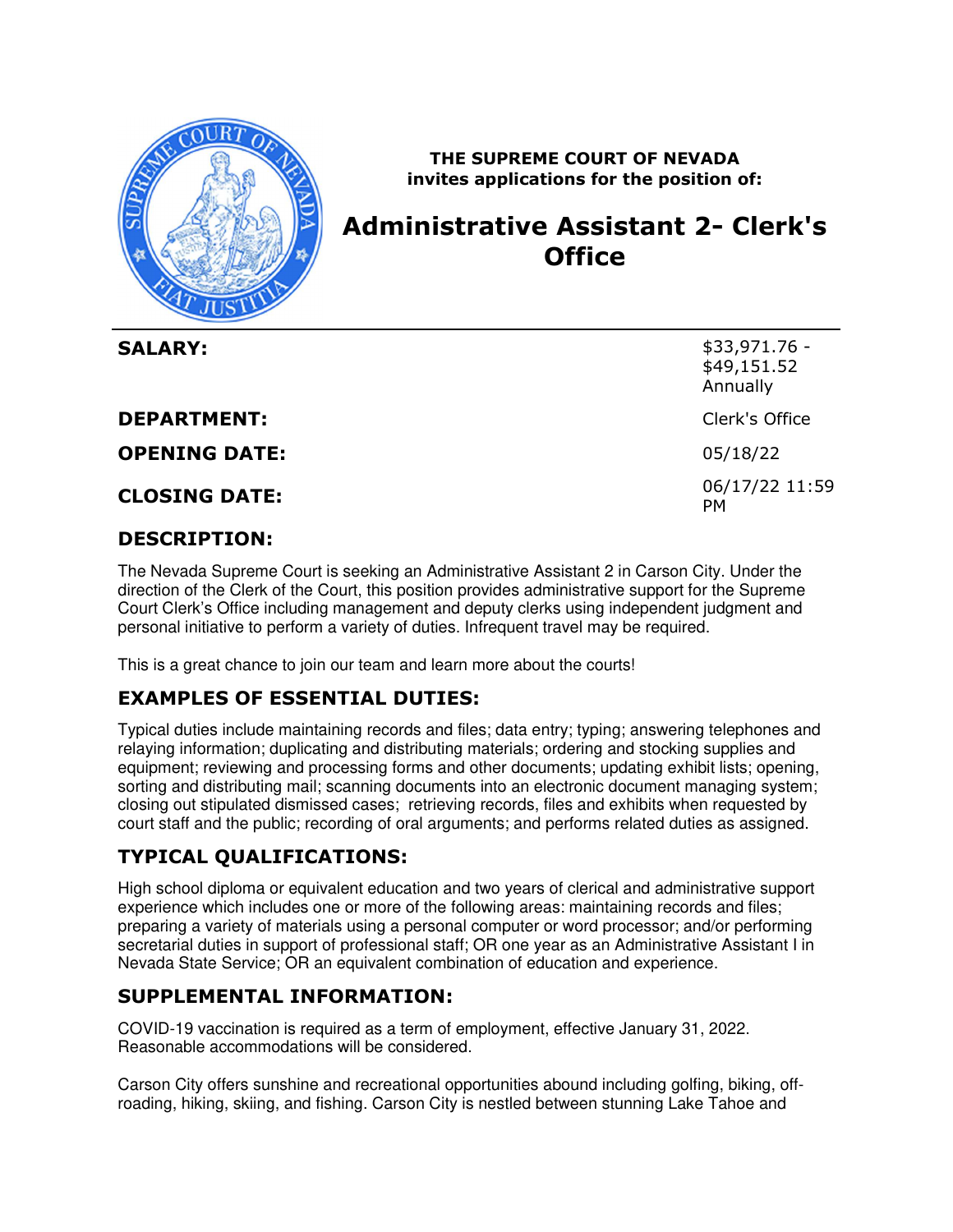**THE SUPREME COURT OF NEVADA**
**invites applications for the position of:**

# Administrative Assistant 2- Clerk's Office

| | |
|---|---|
| **SALARY:** | $33,971.76 - $49,151.52 Annually |
| **DEPARTMENT:** | Clerk's Office |
| **OPENING DATE:** | 05/18/22 |
| **CLOSING DATE:** | 06/17/22 11:59 PM |

## DESCRIPTION:

The Nevada Supreme Court is seeking an Administrative Assistant 2 in Carson City. Under the direction of the Clerk of the Court, this position provides administrative support for the Supreme Court Clerk's Office including management and deputy clerks using independent judgment and personal initiative to perform a variety of duties. Infrequent travel may be required.

This is a great chance to join our team and learn more about the courts!

## EXAMPLES OF ESSENTIAL DUTIES:

Typical duties include maintaining records and files; data entry; typing; answering telephones and relaying information; duplicating and distributing materials; ordering and stocking supplies and equipment; reviewing and processing forms and other documents; updating exhibit lists; opening, sorting and distributing mail; scanning documents into an electronic document managing system; closing out stipulated dismissed cases; retrieving records, files and exhibits when requested by court staff and the public; recording of oral arguments; and performs related duties as assigned.

## TYPICAL QUALIFICATIONS:

High school diploma or equivalent education and two years of clerical and administrative support experience which includes one or more of the following areas: maintaining records and files; preparing a variety of materials using a personal computer or word processor; and/or performing secretarial duties in support of professional staff; OR one year as an Administrative Assistant I in Nevada State Service; OR an equivalent combination of education and experience.

## SUPPLEMENTAL INFORMATION:

COVID-19 vaccination is required as a term of employment, effective January 31, 2022. Reasonable accommodations will be considered.

Carson City offers sunshine and recreational opportunities abound including golfing, biking, off-roading, hiking, skiing, and fishing. Carson City is nestled between stunning Lake Tahoe and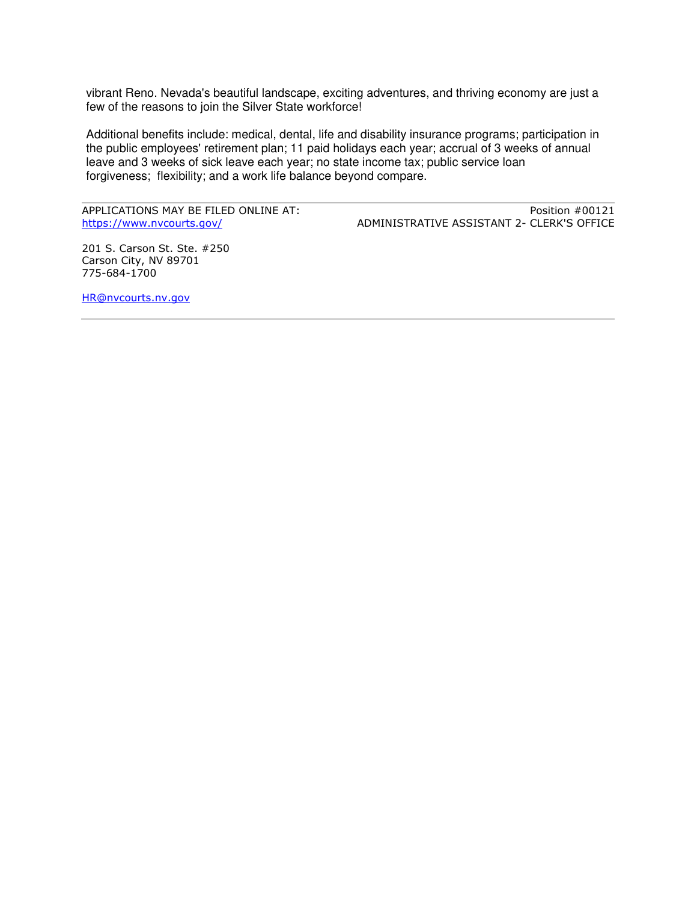vibrant Reno. Nevada's beautiful landscape, exciting adventures, and thriving economy are just a few of the reasons to join the Silver State workforce!

Additional benefits include: medical, dental, life and disability insurance programs; participation in the public employees' retirement plan; 11 paid holidays each year; accrual of 3 weeks of annual leave and 3 weeks of sick leave each year; no state income tax; public service loan forgiveness; flexibility; and a work life balance beyond compare.

---

APPLICATIONS MAY BE FILED ONLINE AT:
https://www.nvcourts.gov/

Position #00121
ADMINISTRATIVE ASSISTANT 2- CLERK'S OFFICE

201 S. Carson St. Ste. #250
Carson City, NV 89701
775-684-1700

HR@nvcourts.nv.gov

---